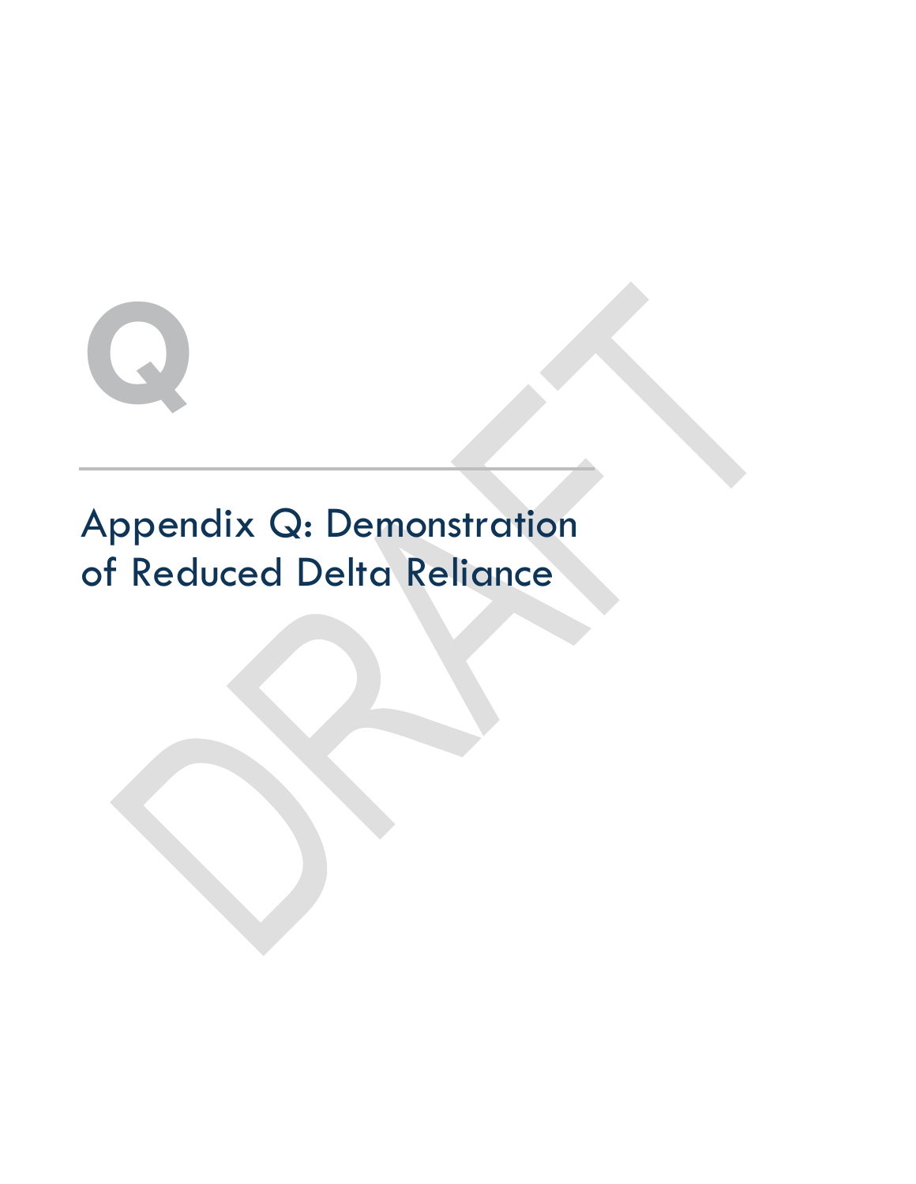# Q

## Appendix Q: Demonstration of Reduced Delta Reliance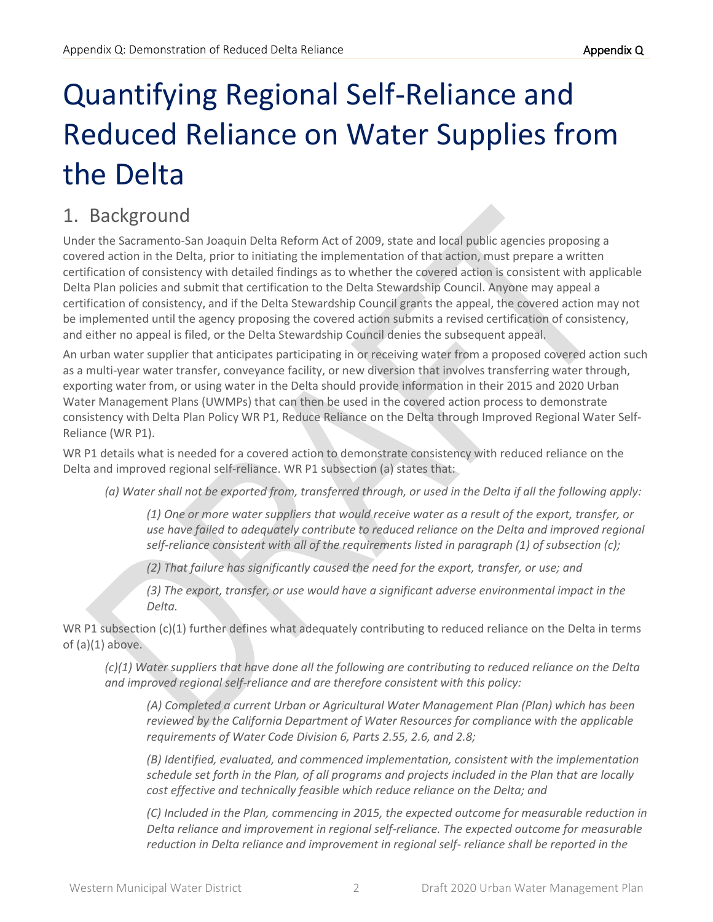# Quantifying Regional Self-Reliance and Reduced Reliance on Water Supplies from the Delta

## 1. Background

Under the Sacramento-San Joaquin Delta Reform Act of 2009, state and local public agencies proposing a covered action in the Delta, prior to initiating the implementation of that action, must prepare a written certification of consistency with detailed findings as to whether the covered action is consistent with applicable Delta Plan policies and submit that certification to the Delta Stewardship Council. Anyone may appeal a certification of consistency, and if the Delta Stewardship Council grants the appeal, the covered action may not be implemented until the agency proposing the covered action submits a revised certification of consistency, and either no appeal is filed, or the Delta Stewardship Council denies the subsequent appeal.

An urban water supplier that anticipates participating in or receiving water from a proposed covered action such as a multi-year water transfer, conveyance facility, or new diversion that involves transferring water through, exporting water from, or using water in the Delta should provide information in their 2015 and 2020 Urban Water Management Plans (UWMPs) that can then be used in the covered action process to demonstrate consistency with Delta Plan Policy WR P1, Reduce Reliance on the Delta through Improved Regional Water Self-Reliance (WR P1).

WR P1 details what is needed for a covered action to demonstrate consistency with reduced reliance on the Delta and improved regional self-reliance. WR P1 subsection (a) states that:

> *(a) Water shall not be exported from, transferred through, or used in the Delta if all the following apply:*
>
> > *(1) One or more water suppliers that would receive water as a result of the export, transfer, or use have failed to adequately contribute to reduced reliance on the Delta and improved regional self-reliance consistent with all of the requirements listed in paragraph (1) of subsection (c);*
> >
> > *(2) That failure has significantly caused the need for the export, transfer, or use; and*
> >
> > *(3) The export, transfer, or use would have a significant adverse environmental impact in the Delta.*

WR P1 subsection (c)(1) further defines what adequately contributing to reduced reliance on the Delta in terms of (a)(1) above.

> *(c)(1) Water suppliers that have done all the following are contributing to reduced reliance on the Delta and improved regional self-reliance and are therefore consistent with this policy:*
>
> > *(A) Completed a current Urban or Agricultural Water Management Plan (Plan) which has been reviewed by the California Department of Water Resources for compliance with the applicable requirements of Water Code Division 6, Parts 2.55, 2.6, and 2.8;*
> >
> > *(B) Identified, evaluated, and commenced implementation, consistent with the implementation schedule set forth in the Plan, of all programs and projects included in the Plan that are locally cost effective and technically feasible which reduce reliance on the Delta; and*
> >
> > *(C) Included in the Plan, commencing in 2015, the expected outcome for measurable reduction in Delta reliance and improvement in regional self-reliance. The expected outcome for measurable reduction in Delta reliance and improvement in regional self- reliance shall be reported in the*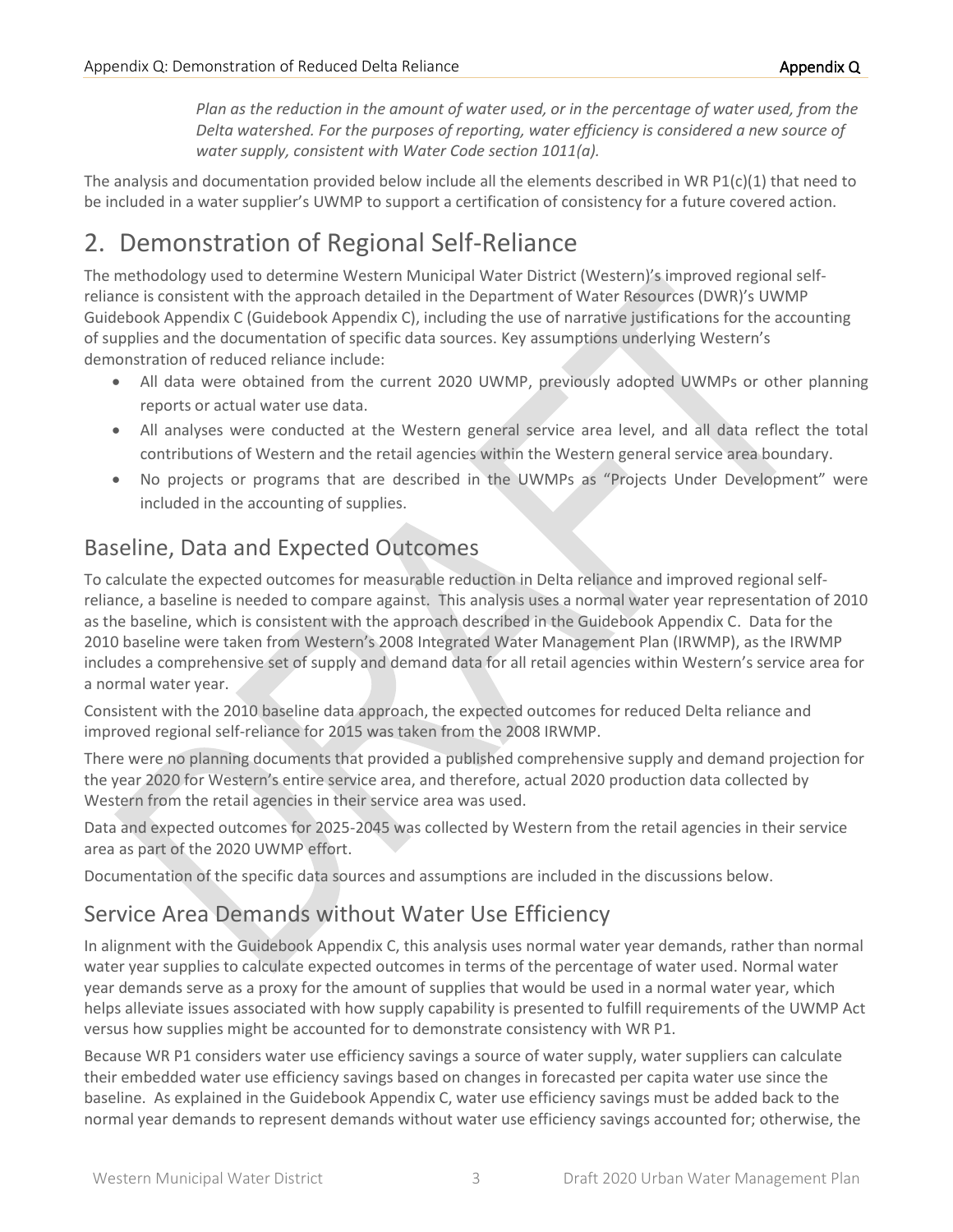*Plan as the reduction in the amount of water used, or in the percentage of water used, from the Delta watershed. For the purposes of reporting, water efficiency is considered a new source of water supply, consistent with Water Code section 1011(a).*

The analysis and documentation provided below include all the elements described in WR P1(c)(1) that need to be included in a water supplier's UWMP to support a certification of consistency for a future covered action.

# 2. Demonstration of Regional Self-Reliance

The methodology used to determine Western Municipal Water District (Western)'s improved regional self-reliance is consistent with the approach detailed in the Department of Water Resources (DWR)'s UWMP Guidebook Appendix C (Guidebook Appendix C), including the use of narrative justifications for the accounting of supplies and the documentation of specific data sources. Key assumptions underlying Western's demonstration of reduced reliance include:

- All data were obtained from the current 2020 UWMP, previously adopted UWMPs or other planning reports or actual water use data.
- All analyses were conducted at the Western general service area level, and all data reflect the total contributions of Western and the retail agencies within the Western general service area boundary.
- No projects or programs that are described in the UWMPs as "Projects Under Development" were included in the accounting of supplies.

## Baseline, Data and Expected Outcomes

To calculate the expected outcomes for measurable reduction in Delta reliance and improved regional self-reliance, a baseline is needed to compare against. This analysis uses a normal water year representation of 2010 as the baseline, which is consistent with the approach described in the Guidebook Appendix C. Data for the 2010 baseline were taken from Western's 2008 Integrated Water Management Plan (IRWMP), as the IRWMP includes a comprehensive set of supply and demand data for all retail agencies within Western's service area for a normal water year.

Consistent with the 2010 baseline data approach, the expected outcomes for reduced Delta reliance and improved regional self-reliance for 2015 was taken from the 2008 IRWMP.

There were no planning documents that provided a published comprehensive supply and demand projection for the year 2020 for Western's entire service area, and therefore, actual 2020 production data collected by Western from the retail agencies in their service area was used.

Data and expected outcomes for 2025-2045 was collected by Western from the retail agencies in their service area as part of the 2020 UWMP effort.

Documentation of the specific data sources and assumptions are included in the discussions below.

## Service Area Demands without Water Use Efficiency

In alignment with the Guidebook Appendix C, this analysis uses normal water year demands, rather than normal water year supplies to calculate expected outcomes in terms of the percentage of water used. Normal water year demands serve as a proxy for the amount of supplies that would be used in a normal water year, which helps alleviate issues associated with how supply capability is presented to fulfill requirements of the UWMP Act versus how supplies might be accounted for to demonstrate consistency with WR P1.

Because WR P1 considers water use efficiency savings a source of water supply, water suppliers can calculate their embedded water use efficiency savings based on changes in forecasted per capita water use since the baseline. As explained in the Guidebook Appendix C, water use efficiency savings must be added back to the normal year demands to represent demands without water use efficiency savings accounted for; otherwise, the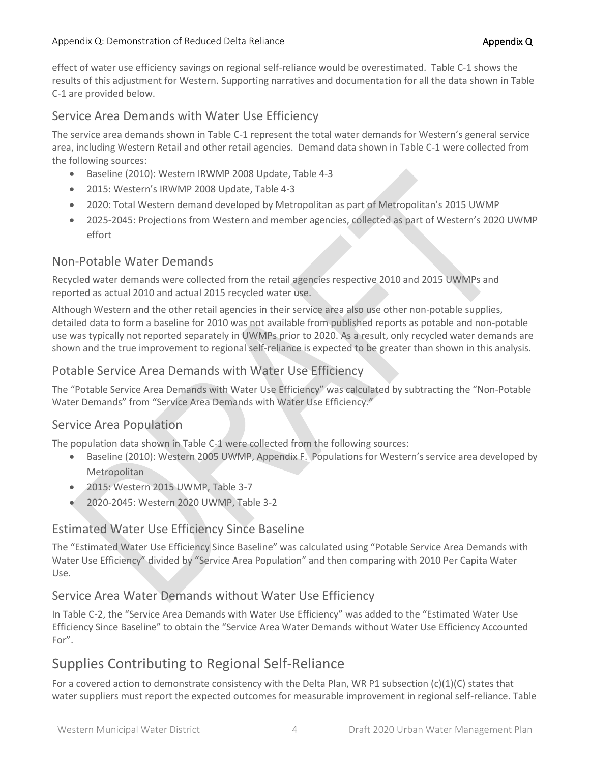effect of water use efficiency savings on regional self-reliance would be overestimated. Table C-1 shows the results of this adjustment for Western. Supporting narratives and documentation for all the data shown in Table C-1 are provided below.

## Service Area Demands with Water Use Efficiency

The service area demands shown in Table C-1 represent the total water demands for Western's general service area, including Western Retail and other retail agencies. Demand data shown in Table C-1 were collected from the following sources:

- Baseline (2010): Western IRWMP 2008 Update, Table 4-3
- 2015: Western's IRWMP 2008 Update, Table 4-3
- 2020: Total Western demand developed by Metropolitan as part of Metropolitan's 2015 UWMP
- 2025-2045: Projections from Western and member agencies, collected as part of Western's 2020 UWMP effort

## Non-Potable Water Demands

Recycled water demands were collected from the retail agencies respective 2010 and 2015 UWMPs and reported as actual 2010 and actual 2015 recycled water use.

Although Western and the other retail agencies in their service area also use other non-potable supplies, detailed data to form a baseline for 2010 was not available from published reports as potable and non-potable use was typically not reported separately in UWMPs prior to 2020. As a result, only recycled water demands are shown and the true improvement to regional self-reliance is expected to be greater than shown in this analysis.

## Potable Service Area Demands with Water Use Efficiency

The "Potable Service Area Demands with Water Use Efficiency" was calculated by subtracting the "Non-Potable Water Demands" from "Service Area Demands with Water Use Efficiency."

## Service Area Population

The population data shown in Table C-1 were collected from the following sources:

- Baseline (2010): Western 2005 UWMP, Appendix F. Populations for Western's service area developed by Metropolitan
- 2015: Western 2015 UWMP, Table 3-7
- 2020-2045: Western 2020 UWMP, Table 3-2

## Estimated Water Use Efficiency Since Baseline

The "Estimated Water Use Efficiency Since Baseline" was calculated using "Potable Service Area Demands with Water Use Efficiency" divided by "Service Area Population" and then comparing with 2010 Per Capita Water Use.

## Service Area Water Demands without Water Use Efficiency

In Table C-2, the "Service Area Demands with Water Use Efficiency" was added to the "Estimated Water Use Efficiency Since Baseline" to obtain the "Service Area Water Demands without Water Use Efficiency Accounted For".

# Supplies Contributing to Regional Self-Reliance

For a covered action to demonstrate consistency with the Delta Plan, WR P1 subsection (c)(1)(C) states that water suppliers must report the expected outcomes for measurable improvement in regional self-reliance. Table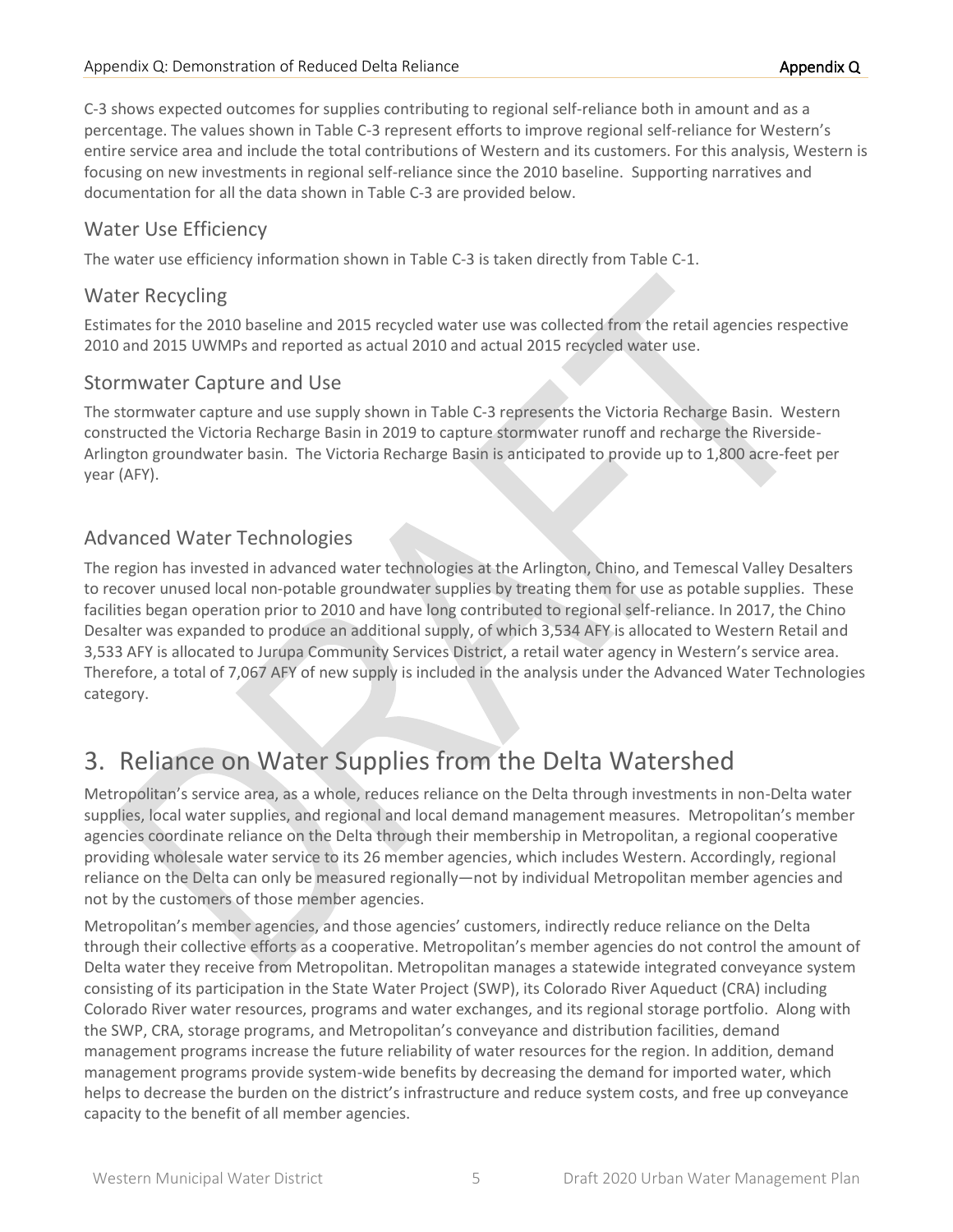C-3 shows expected outcomes for supplies contributing to regional self-reliance both in amount and as a percentage. The values shown in Table C-3 represent efforts to improve regional self-reliance for Western's entire service area and include the total contributions of Western and its customers. For this analysis, Western is focusing on new investments in regional self-reliance since the 2010 baseline. Supporting narratives and documentation for all the data shown in Table C-3 are provided below.

### Water Use Efficiency

The water use efficiency information shown in Table C-3 is taken directly from Table C-1.

### Water Recycling

Estimates for the 2010 baseline and 2015 recycled water use was collected from the retail agencies respective 2010 and 2015 UWMPs and reported as actual 2010 and actual 2015 recycled water use.

### Stormwater Capture and Use

The stormwater capture and use supply shown in Table C-3 represents the Victoria Recharge Basin. Western constructed the Victoria Recharge Basin in 2019 to capture stormwater runoff and recharge the Riverside-Arlington groundwater basin. The Victoria Recharge Basin is anticipated to provide up to 1,800 acre-feet per year (AFY).

### Advanced Water Technologies

The region has invested in advanced water technologies at the Arlington, Chino, and Temescal Valley Desalters to recover unused local non-potable groundwater supplies by treating them for use as potable supplies. These facilities began operation prior to 2010 and have long contributed to regional self-reliance. In 2017, the Chino Desalter was expanded to produce an additional supply, of which 3,534 AFY is allocated to Western Retail and 3,533 AFY is allocated to Jurupa Community Services District, a retail water agency in Western's service area. Therefore, a total of 7,067 AFY of new supply is included in the analysis under the Advanced Water Technologies category.

## 3. Reliance on Water Supplies from the Delta Watershed

Metropolitan's service area, as a whole, reduces reliance on the Delta through investments in non-Delta water supplies, local water supplies, and regional and local demand management measures. Metropolitan's member agencies coordinate reliance on the Delta through their membership in Metropolitan, a regional cooperative providing wholesale water service to its 26 member agencies, which includes Western. Accordingly, regional reliance on the Delta can only be measured regionally—not by individual Metropolitan member agencies and not by the customers of those member agencies.

Metropolitan's member agencies, and those agencies' customers, indirectly reduce reliance on the Delta through their collective efforts as a cooperative. Metropolitan's member agencies do not control the amount of Delta water they receive from Metropolitan. Metropolitan manages a statewide integrated conveyance system consisting of its participation in the State Water Project (SWP), its Colorado River Aqueduct (CRA) including Colorado River water resources, programs and water exchanges, and its regional storage portfolio. Along with the SWP, CRA, storage programs, and Metropolitan's conveyance and distribution facilities, demand management programs increase the future reliability of water resources for the region. In addition, demand management programs provide system-wide benefits by decreasing the demand for imported water, which helps to decrease the burden on the district's infrastructure and reduce system costs, and free up conveyance capacity to the benefit of all member agencies.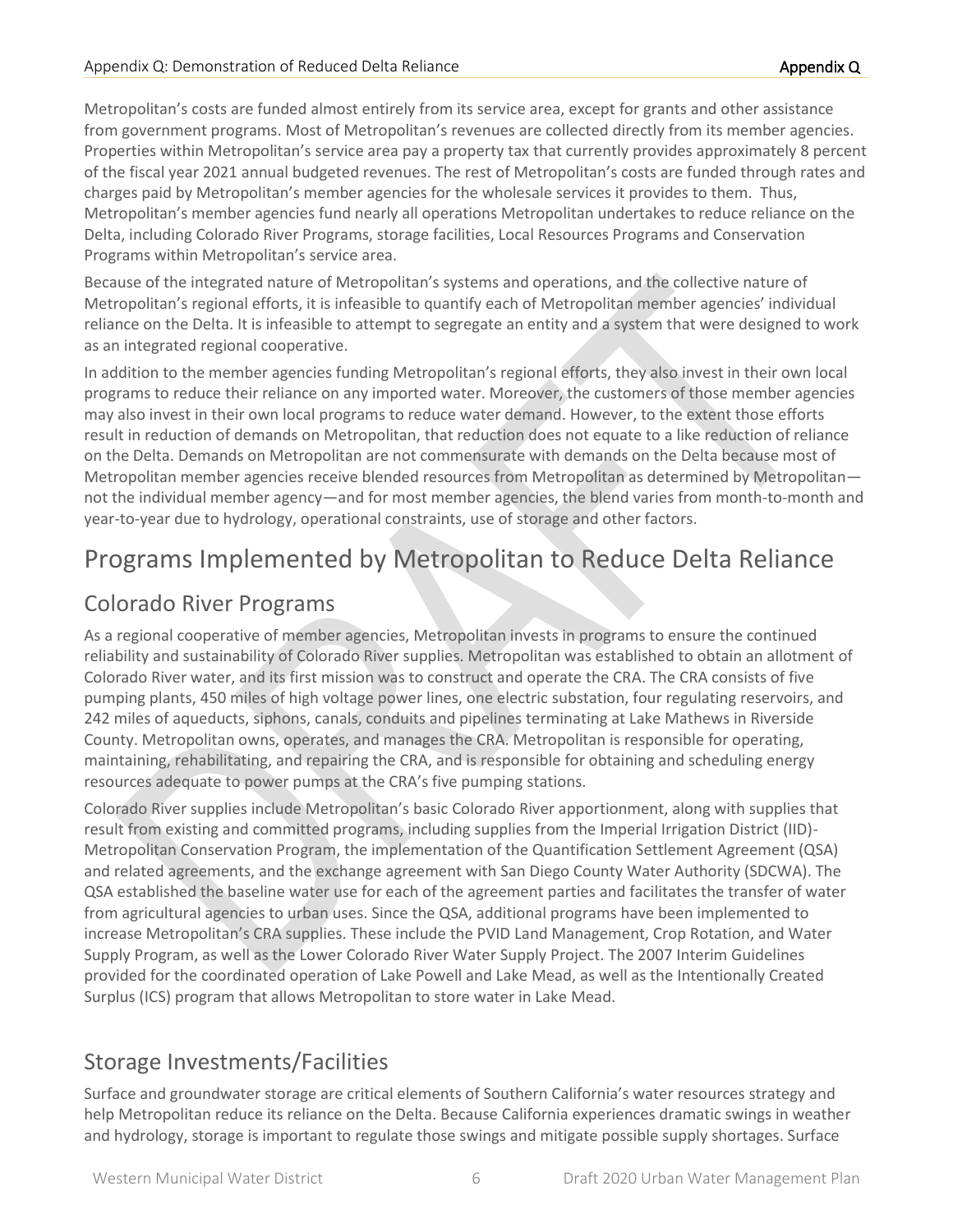Metropolitan's costs are funded almost entirely from its service area, except for grants and other assistance from government programs. Most of Metropolitan's revenues are collected directly from its member agencies. Properties within Metropolitan's service area pay a property tax that currently provides approximately 8 percent of the fiscal year 2021 annual budgeted revenues. The rest of Metropolitan's costs are funded through rates and charges paid by Metropolitan's member agencies for the wholesale services it provides to them. Thus, Metropolitan's member agencies fund nearly all operations Metropolitan undertakes to reduce reliance on the Delta, including Colorado River Programs, storage facilities, Local Resources Programs and Conservation Programs within Metropolitan's service area.

Because of the integrated nature of Metropolitan's systems and operations, and the collective nature of Metropolitan's regional efforts, it is infeasible to quantify each of Metropolitan member agencies' individual reliance on the Delta. It is infeasible to attempt to segregate an entity and a system that were designed to work as an integrated regional cooperative.

In addition to the member agencies funding Metropolitan's regional efforts, they also invest in their own local programs to reduce their reliance on any imported water. Moreover, the customers of those member agencies may also invest in their own local programs to reduce water demand. However, to the extent those efforts result in reduction of demands on Metropolitan, that reduction does not equate to a like reduction of reliance on the Delta. Demands on Metropolitan are not commensurate with demands on the Delta because most of Metropolitan member agencies receive blended resources from Metropolitan as determined by Metropolitan—not the individual member agency—and for most member agencies, the blend varies from month-to-month and year-to-year due to hydrology, operational constraints, use of storage and other factors.

# Programs Implemented by Metropolitan to Reduce Delta Reliance

## Colorado River Programs

As a regional cooperative of member agencies, Metropolitan invests in programs to ensure the continued reliability and sustainability of Colorado River supplies. Metropolitan was established to obtain an allotment of Colorado River water, and its first mission was to construct and operate the CRA. The CRA consists of five pumping plants, 450 miles of high voltage power lines, one electric substation, four regulating reservoirs, and 242 miles of aqueducts, siphons, canals, conduits and pipelines terminating at Lake Mathews in Riverside County. Metropolitan owns, operates, and manages the CRA. Metropolitan is responsible for operating, maintaining, rehabilitating, and repairing the CRA, and is responsible for obtaining and scheduling energy resources adequate to power pumps at the CRA's five pumping stations.

Colorado River supplies include Metropolitan's basic Colorado River apportionment, along with supplies that result from existing and committed programs, including supplies from the Imperial Irrigation District (IID)-Metropolitan Conservation Program, the implementation of the Quantification Settlement Agreement (QSA) and related agreements, and the exchange agreement with San Diego County Water Authority (SDCWA). The QSA established the baseline water use for each of the agreement parties and facilitates the transfer of water from agricultural agencies to urban uses. Since the QSA, additional programs have been implemented to increase Metropolitan's CRA supplies. These include the PVID Land Management, Crop Rotation, and Water Supply Program, as well as the Lower Colorado River Water Supply Project. The 2007 Interim Guidelines provided for the coordinated operation of Lake Powell and Lake Mead, as well as the Intentionally Created Surplus (ICS) program that allows Metropolitan to store water in Lake Mead.

## Storage Investments/Facilities

Surface and groundwater storage are critical elements of Southern California's water resources strategy and help Metropolitan reduce its reliance on the Delta. Because California experiences dramatic swings in weather and hydrology, storage is important to regulate those swings and mitigate possible supply shortages. Surface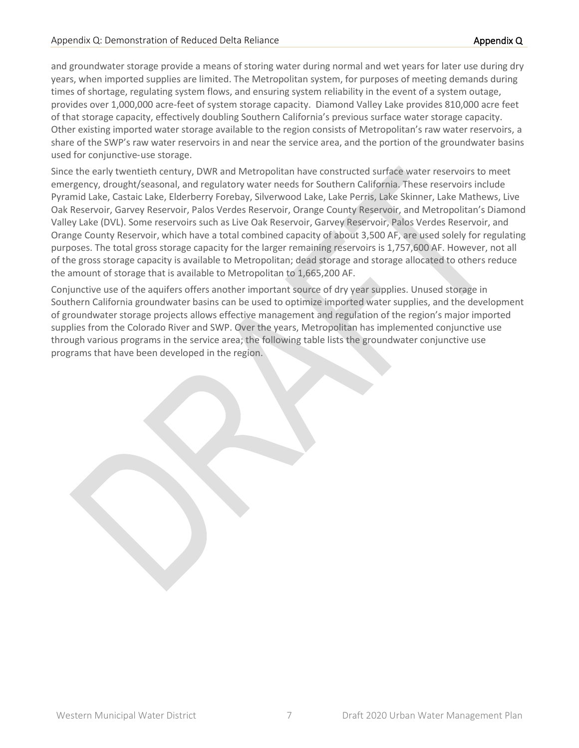and groundwater storage provide a means of storing water during normal and wet years for later use during dry years, when imported supplies are limited. The Metropolitan system, for purposes of meeting demands during times of shortage, regulating system flows, and ensuring system reliability in the event of a system outage, provides over 1,000,000 acre-feet of system storage capacity. Diamond Valley Lake provides 810,000 acre feet of that storage capacity, effectively doubling Southern California's previous surface water storage capacity. Other existing imported water storage available to the region consists of Metropolitan's raw water reservoirs, a share of the SWP's raw water reservoirs in and near the service area, and the portion of the groundwater basins used for conjunctive-use storage.

Since the early twentieth century, DWR and Metropolitan have constructed surface water reservoirs to meet emergency, drought/seasonal, and regulatory water needs for Southern California. These reservoirs include Pyramid Lake, Castaic Lake, Elderberry Forebay, Silverwood Lake, Lake Perris, Lake Skinner, Lake Mathews, Live Oak Reservoir, Garvey Reservoir, Palos Verdes Reservoir, Orange County Reservoir, and Metropolitan's Diamond Valley Lake (DVL). Some reservoirs such as Live Oak Reservoir, Garvey Reservoir, Palos Verdes Reservoir, and Orange County Reservoir, which have a total combined capacity of about 3,500 AF, are used solely for regulating purposes. The total gross storage capacity for the larger remaining reservoirs is 1,757,600 AF. However, not all of the gross storage capacity is available to Metropolitan; dead storage and storage allocated to others reduce the amount of storage that is available to Metropolitan to 1,665,200 AF.

Conjunctive use of the aquifers offers another important source of dry year supplies. Unused storage in Southern California groundwater basins can be used to optimize imported water supplies, and the development of groundwater storage projects allows effective management and regulation of the region's major imported supplies from the Colorado River and SWP. Over the years, Metropolitan has implemented conjunctive use through various programs in the service area; the following table lists the groundwater conjunctive use programs that have been developed in the region.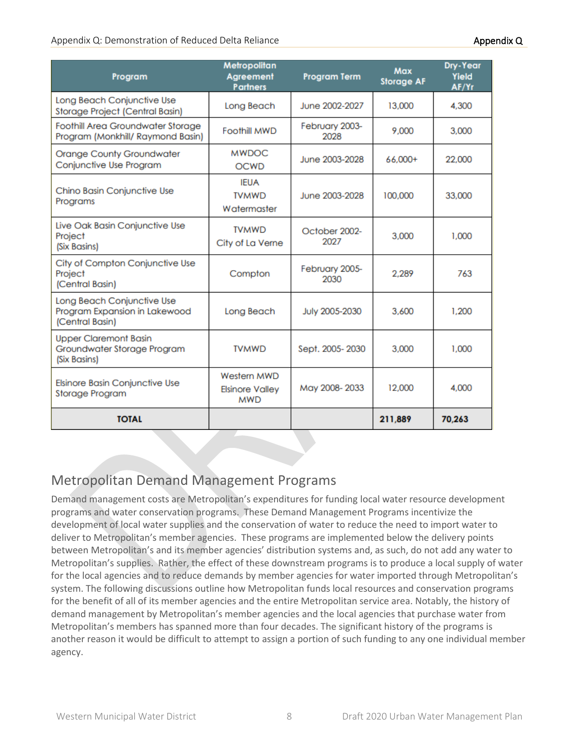| Program | Metropolitan Agreement Partners | Program Term | Max Storage AF | Dry-Year Yield AF/Yr |
|---|---|---|---|---|
| Long Beach Conjunctive Use Storage Project (Central Basin) | Long Beach | June 2002-2027 | 13,000 | 4,300 |
| Foothill Area Groundwater Storage Program (Monkhill/ Raymond Basin) | Foothill MWD | February 2003-2028 | 9,000 | 3,000 |
| Orange County Groundwater Conjunctive Use Program | MWDOC OCWD | June 2003-2028 | 66,000+ | 22,000 |
| Chino Basin Conjunctive Use Programs | IEUA TVMWD Watermaster | June 2003-2028 | 100,000 | 33,000 |
| Live Oak Basin Conjunctive Use Project (Six Basins) | TVMWD City of La Verne | October 2002-2027 | 3,000 | 1,000 |
| City of Compton Conjunctive Use Project (Central Basin) | Compton | February 2005-2030 | 2,289 | 763 |
| Long Beach Conjunctive Use Program Expansion in Lakewood (Central Basin) | Long Beach | July 2005-2030 | 3,600 | 1,200 |
| Upper Claremont Basin Groundwater Storage Program (Six Basins) | TVMWD | Sept. 2005- 2030 | 3,000 | 1,000 |
| Elsinore Basin Conjunctive Use Storage Program | Western MWD Elsinore Valley MWD | May 2008- 2033 | 12,000 | 4,000 |
| **TOTAL** | | | **211,889** | **70,263** |

## Metropolitan Demand Management Programs

Demand management costs are Metropolitan's expenditures for funding local water resource development programs and water conservation programs. These Demand Management Programs incentivize the development of local water supplies and the conservation of water to reduce the need to import water to deliver to Metropolitan's member agencies. These programs are implemented below the delivery points between Metropolitan's and its member agencies' distribution systems and, as such, do not add any water to Metropolitan's supplies. Rather, the effect of these downstream programs is to produce a local supply of water for the local agencies and to reduce demands by member agencies for water imported through Metropolitan's system. The following discussions outline how Metropolitan funds local resources and conservation programs for the benefit of all of its member agencies and the entire Metropolitan service area. Notably, the history of demand management by Metropolitan's member agencies and the local agencies that purchase water from Metropolitan's members has spanned more than four decades. The significant history of the programs is another reason it would be difficult to attempt to assign a portion of such funding to any one individual member agency.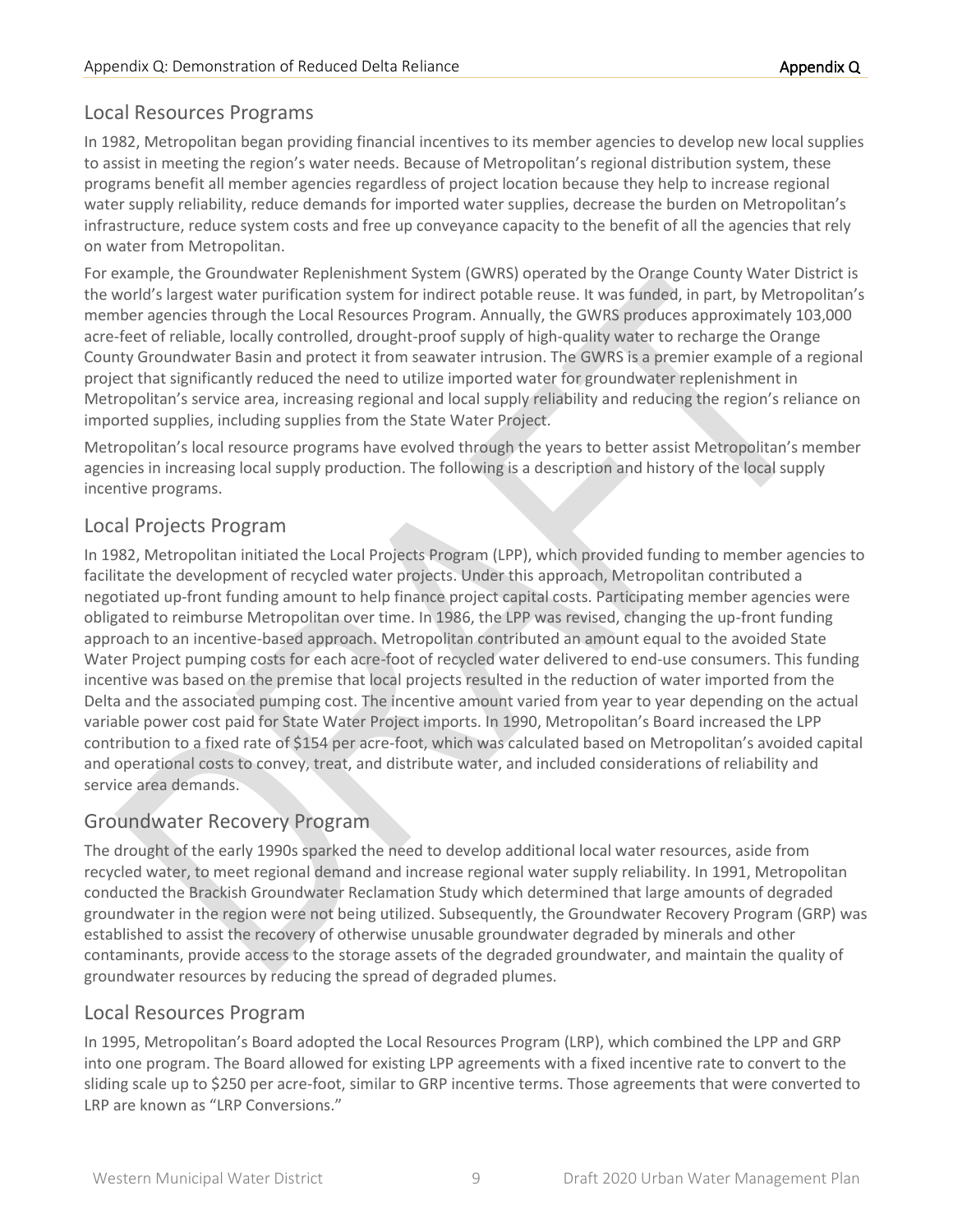## Local Resources Programs

In 1982, Metropolitan began providing financial incentives to its member agencies to develop new local supplies to assist in meeting the region's water needs. Because of Metropolitan's regional distribution system, these programs benefit all member agencies regardless of project location because they help to increase regional water supply reliability, reduce demands for imported water supplies, decrease the burden on Metropolitan's infrastructure, reduce system costs and free up conveyance capacity to the benefit of all the agencies that rely on water from Metropolitan.

For example, the Groundwater Replenishment System (GWRS) operated by the Orange County Water District is the world's largest water purification system for indirect potable reuse. It was funded, in part, by Metropolitan's member agencies through the Local Resources Program. Annually, the GWRS produces approximately 103,000 acre-feet of reliable, locally controlled, drought-proof supply of high-quality water to recharge the Orange County Groundwater Basin and protect it from seawater intrusion. The GWRS is a premier example of a regional project that significantly reduced the need to utilize imported water for groundwater replenishment in Metropolitan's service area, increasing regional and local supply reliability and reducing the region's reliance on imported supplies, including supplies from the State Water Project.

Metropolitan's local resource programs have evolved through the years to better assist Metropolitan's member agencies in increasing local supply production. The following is a description and history of the local supply incentive programs.

## Local Projects Program

In 1982, Metropolitan initiated the Local Projects Program (LPP), which provided funding to member agencies to facilitate the development of recycled water projects. Under this approach, Metropolitan contributed a negotiated up-front funding amount to help finance project capital costs. Participating member agencies were obligated to reimburse Metropolitan over time. In 1986, the LPP was revised, changing the up-front funding approach to an incentive-based approach. Metropolitan contributed an amount equal to the avoided State Water Project pumping costs for each acre-foot of recycled water delivered to end-use consumers. This funding incentive was based on the premise that local projects resulted in the reduction of water imported from the Delta and the associated pumping cost. The incentive amount varied from year to year depending on the actual variable power cost paid for State Water Project imports. In 1990, Metropolitan's Board increased the LPP contribution to a fixed rate of $154 per acre-foot, which was calculated based on Metropolitan's avoided capital and operational costs to convey, treat, and distribute water, and included considerations of reliability and service area demands.

## Groundwater Recovery Program

The drought of the early 1990s sparked the need to develop additional local water resources, aside from recycled water, to meet regional demand and increase regional water supply reliability. In 1991, Metropolitan conducted the Brackish Groundwater Reclamation Study which determined that large amounts of degraded groundwater in the region were not being utilized. Subsequently, the Groundwater Recovery Program (GRP) was established to assist the recovery of otherwise unusable groundwater degraded by minerals and other contaminants, provide access to the storage assets of the degraded groundwater, and maintain the quality of groundwater resources by reducing the spread of degraded plumes.

## Local Resources Program

In 1995, Metropolitan's Board adopted the Local Resources Program (LRP), which combined the LPP and GRP into one program. The Board allowed for existing LPP agreements with a fixed incentive rate to convert to the sliding scale up to $250 per acre-foot, similar to GRP incentive terms. Those agreements that were converted to LRP are known as "LRP Conversions."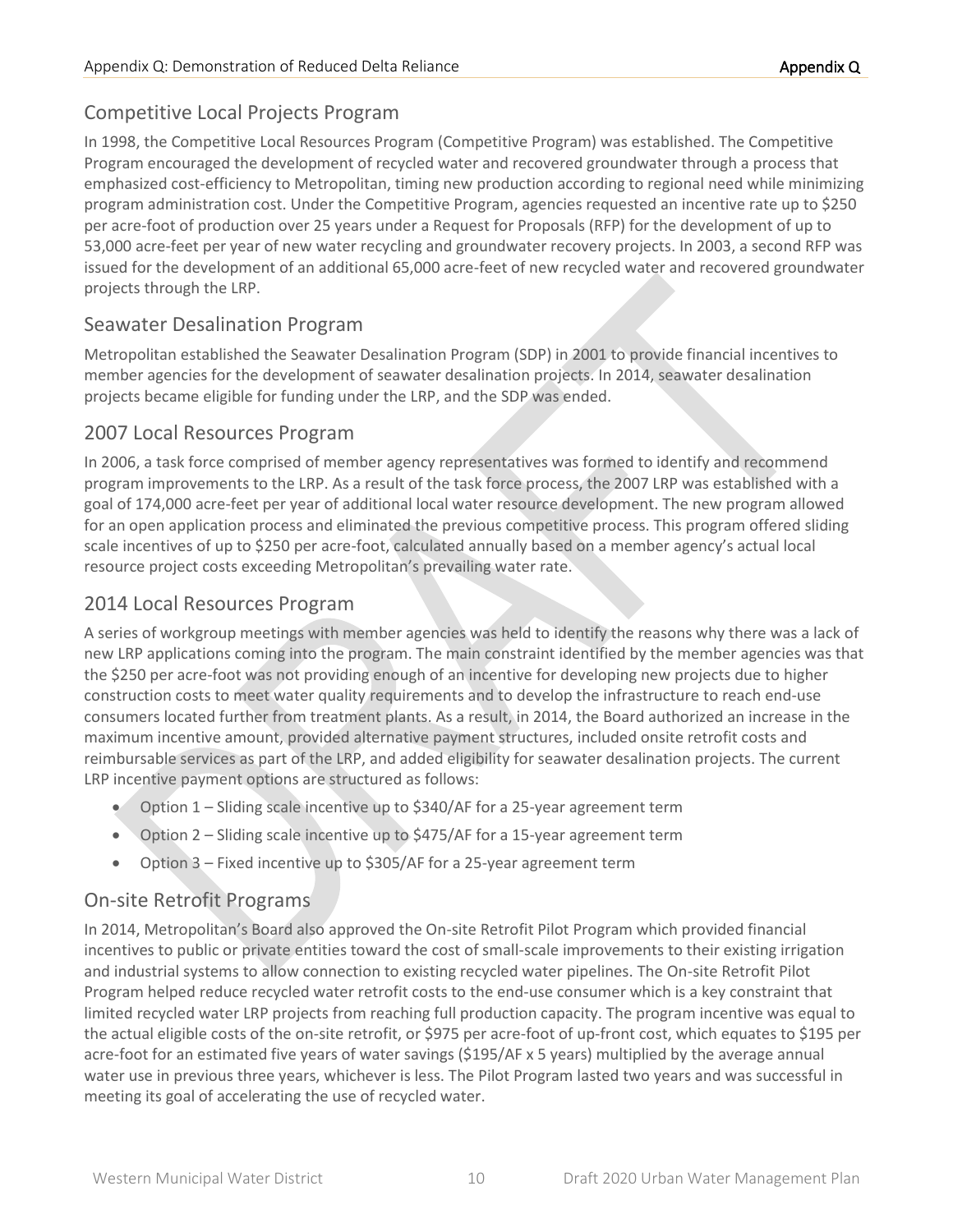## Competitive Local Projects Program

In 1998, the Competitive Local Resources Program (Competitive Program) was established. The Competitive Program encouraged the development of recycled water and recovered groundwater through a process that emphasized cost-efficiency to Metropolitan, timing new production according to regional need while minimizing program administration cost. Under the Competitive Program, agencies requested an incentive rate up to $250 per acre-foot of production over 25 years under a Request for Proposals (RFP) for the development of up to 53,000 acre-feet per year of new water recycling and groundwater recovery projects. In 2003, a second RFP was issued for the development of an additional 65,000 acre-feet of new recycled water and recovered groundwater projects through the LRP.

## Seawater Desalination Program

Metropolitan established the Seawater Desalination Program (SDP) in 2001 to provide financial incentives to member agencies for the development of seawater desalination projects. In 2014, seawater desalination projects became eligible for funding under the LRP, and the SDP was ended.

## 2007 Local Resources Program

In 2006, a task force comprised of member agency representatives was formed to identify and recommend program improvements to the LRP. As a result of the task force process, the 2007 LRP was established with a goal of 174,000 acre-feet per year of additional local water resource development. The new program allowed for an open application process and eliminated the previous competitive process. This program offered sliding scale incentives of up to $250 per acre-foot, calculated annually based on a member agency's actual local resource project costs exceeding Metropolitan's prevailing water rate.

## 2014 Local Resources Program

A series of workgroup meetings with member agencies was held to identify the reasons why there was a lack of new LRP applications coming into the program. The main constraint identified by the member agencies was that the $250 per acre-foot was not providing enough of an incentive for developing new projects due to higher construction costs to meet water quality requirements and to develop the infrastructure to reach end-use consumers located further from treatment plants. As a result, in 2014, the Board authorized an increase in the maximum incentive amount, provided alternative payment structures, included onsite retrofit costs and reimbursable services as part of the LRP, and added eligibility for seawater desalination projects. The current LRP incentive payment options are structured as follows:

- Option 1 – Sliding scale incentive up to $340/AF for a 25-year agreement term
- Option 2 – Sliding scale incentive up to $475/AF for a 15-year agreement term
- Option 3 – Fixed incentive up to $305/AF for a 25-year agreement term

## On-site Retrofit Programs

In 2014, Metropolitan's Board also approved the On-site Retrofit Pilot Program which provided financial incentives to public or private entities toward the cost of small-scale improvements to their existing irrigation and industrial systems to allow connection to existing recycled water pipelines. The On-site Retrofit Pilot Program helped reduce recycled water retrofit costs to the end-use consumer which is a key constraint that limited recycled water LRP projects from reaching full production capacity. The program incentive was equal to the actual eligible costs of the on-site retrofit, or $975 per acre-foot of up-front cost, which equates to $195 per acre-foot for an estimated five years of water savings ($195/AF x 5 years) multiplied by the average annual water use in previous three years, whichever is less. The Pilot Program lasted two years and was successful in meeting its goal of accelerating the use of recycled water.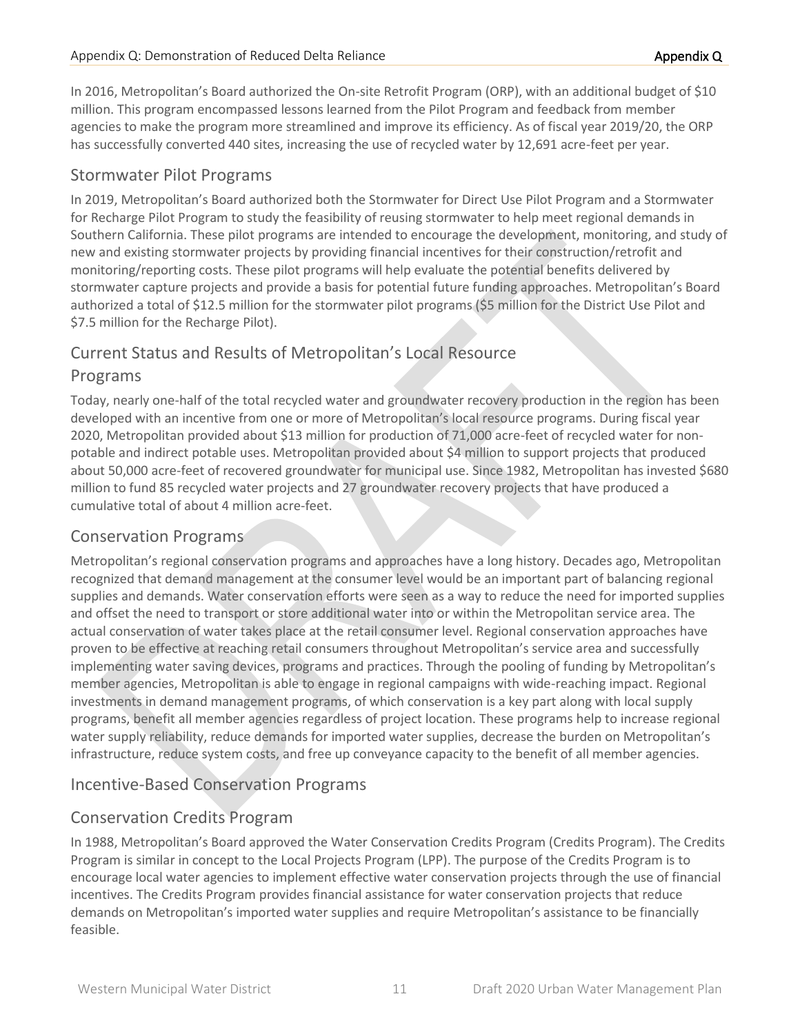In 2016, Metropolitan's Board authorized the On-site Retrofit Program (ORP), with an additional budget of $10 million. This program encompassed lessons learned from the Pilot Program and feedback from member agencies to make the program more streamlined and improve its efficiency. As of fiscal year 2019/20, the ORP has successfully converted 440 sites, increasing the use of recycled water by 12,691 acre-feet per year.

## Stormwater Pilot Programs

In 2019, Metropolitan's Board authorized both the Stormwater for Direct Use Pilot Program and a Stormwater for Recharge Pilot Program to study the feasibility of reusing stormwater to help meet regional demands in Southern California. These pilot programs are intended to encourage the development, monitoring, and study of new and existing stormwater projects by providing financial incentives for their construction/retrofit and monitoring/reporting costs. These pilot programs will help evaluate the potential benefits delivered by stormwater capture projects and provide a basis for potential future funding approaches. Metropolitan's Board authorized a total of $12.5 million for the stormwater pilot programs ($5 million for the District Use Pilot and $7.5 million for the Recharge Pilot).

## Current Status and Results of Metropolitan's Local Resource Programs

Today, nearly one-half of the total recycled water and groundwater recovery production in the region has been developed with an incentive from one or more of Metropolitan's local resource programs. During fiscal year 2020, Metropolitan provided about $13 million for production of 71,000 acre-feet of recycled water for non-potable and indirect potable uses. Metropolitan provided about $4 million to support projects that produced about 50,000 acre-feet of recovered groundwater for municipal use. Since 1982, Metropolitan has invested $680 million to fund 85 recycled water projects and 27 groundwater recovery projects that have produced a cumulative total of about 4 million acre-feet.

## Conservation Programs

Metropolitan's regional conservation programs and approaches have a long history. Decades ago, Metropolitan recognized that demand management at the consumer level would be an important part of balancing regional supplies and demands. Water conservation efforts were seen as a way to reduce the need for imported supplies and offset the need to transport or store additional water into or within the Metropolitan service area. The actual conservation of water takes place at the retail consumer level. Regional conservation approaches have proven to be effective at reaching retail consumers throughout Metropolitan's service area and successfully implementing water saving devices, programs and practices. Through the pooling of funding by Metropolitan's member agencies, Metropolitan is able to engage in regional campaigns with wide-reaching impact. Regional investments in demand management programs, of which conservation is a key part along with local supply programs, benefit all member agencies regardless of project location. These programs help to increase regional water supply reliability, reduce demands for imported water supplies, decrease the burden on Metropolitan's infrastructure, reduce system costs, and free up conveyance capacity to the benefit of all member agencies.

## Incentive-Based Conservation Programs

## Conservation Credits Program

In 1988, Metropolitan's Board approved the Water Conservation Credits Program (Credits Program). The Credits Program is similar in concept to the Local Projects Program (LPP). The purpose of the Credits Program is to encourage local water agencies to implement effective water conservation projects through the use of financial incentives. The Credits Program provides financial assistance for water conservation projects that reduce demands on Metropolitan's imported water supplies and require Metropolitan's assistance to be financially feasible.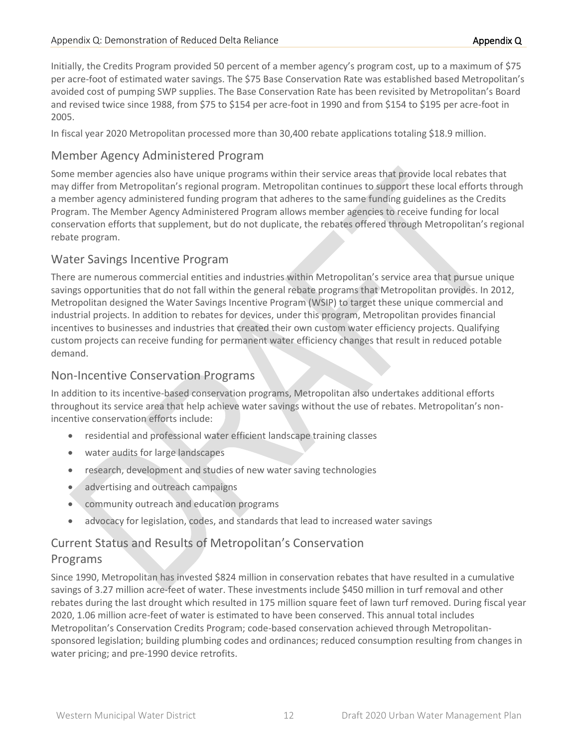Initially, the Credits Program provided 50 percent of a member agency's program cost, up to a maximum of $75 per acre-foot of estimated water savings. The $75 Base Conservation Rate was established based Metropolitan's avoided cost of pumping SWP supplies. The Base Conservation Rate has been revisited by Metropolitan's Board and revised twice since 1988, from $75 to $154 per acre-foot in 1990 and from $154 to $195 per acre-foot in 2005.

In fiscal year 2020 Metropolitan processed more than 30,400 rebate applications totaling $18.9 million.

## Member Agency Administered Program

Some member agencies also have unique programs within their service areas that provide local rebates that may differ from Metropolitan's regional program. Metropolitan continues to support these local efforts through a member agency administered funding program that adheres to the same funding guidelines as the Credits Program. The Member Agency Administered Program allows member agencies to receive funding for local conservation efforts that supplement, but do not duplicate, the rebates offered through Metropolitan's regional rebate program.

## Water Savings Incentive Program

There are numerous commercial entities and industries within Metropolitan's service area that pursue unique savings opportunities that do not fall within the general rebate programs that Metropolitan provides. In 2012, Metropolitan designed the Water Savings Incentive Program (WSIP) to target these unique commercial and industrial projects. In addition to rebates for devices, under this program, Metropolitan provides financial incentives to businesses and industries that created their own custom water efficiency projects. Qualifying custom projects can receive funding for permanent water efficiency changes that result in reduced potable demand.

## Non-Incentive Conservation Programs

In addition to its incentive-based conservation programs, Metropolitan also undertakes additional efforts throughout its service area that help achieve water savings without the use of rebates. Metropolitan's non-incentive conservation efforts include:

- residential and professional water efficient landscape training classes
- water audits for large landscapes
- research, development and studies of new water saving technologies
- advertising and outreach campaigns
- community outreach and education programs
- advocacy for legislation, codes, and standards that lead to increased water savings

## Current Status and Results of Metropolitan's Conservation Programs

Since 1990, Metropolitan has invested $824 million in conservation rebates that have resulted in a cumulative savings of 3.27 million acre-feet of water. These investments include $450 million in turf removal and other rebates during the last drought which resulted in 175 million square feet of lawn turf removed. During fiscal year 2020, 1.06 million acre-feet of water is estimated to have been conserved. This annual total includes Metropolitan's Conservation Credits Program; code-based conservation achieved through Metropolitan-sponsored legislation; building plumbing codes and ordinances; reduced consumption resulting from changes in water pricing; and pre-1990 device retrofits.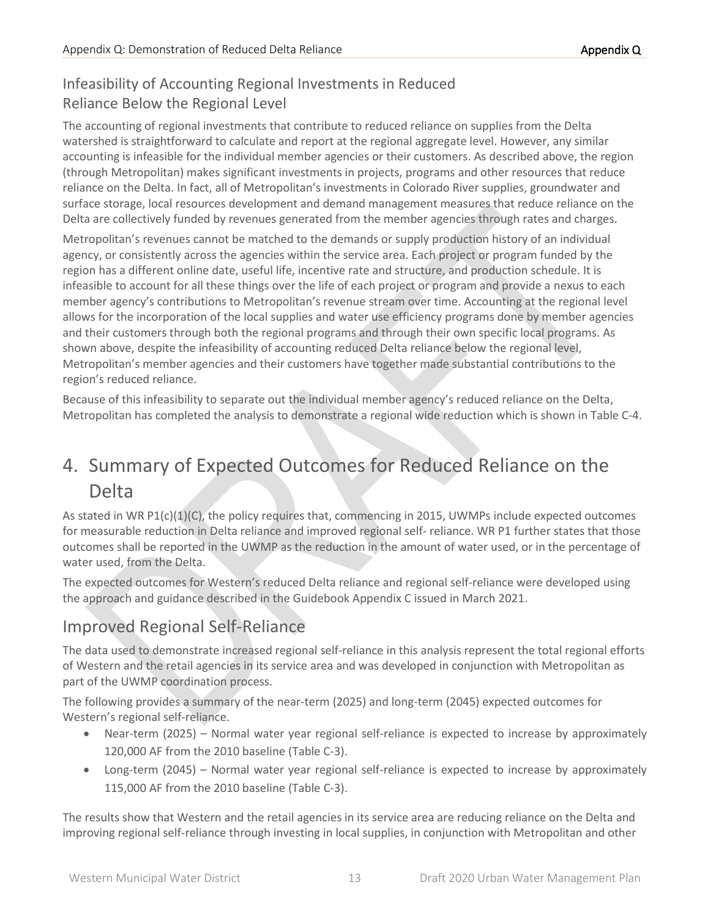## Infeasibility of Accounting Regional Investments in Reduced Reliance Below the Regional Level

The accounting of regional investments that contribute to reduced reliance on supplies from the Delta watershed is straightforward to calculate and report at the regional aggregate level. However, any similar accounting is infeasible for the individual member agencies or their customers. As described above, the region (through Metropolitan) makes significant investments in projects, programs and other resources that reduce reliance on the Delta. In fact, all of Metropolitan's investments in Colorado River supplies, groundwater and surface storage, local resources development and demand management measures that reduce reliance on the Delta are collectively funded by revenues generated from the member agencies through rates and charges.

Metropolitan's revenues cannot be matched to the demands or supply production history of an individual agency, or consistently across the agencies within the service area. Each project or program funded by the region has a different online date, useful life, incentive rate and structure, and production schedule. It is infeasible to account for all these things over the life of each project or program and provide a nexus to each member agency's contributions to Metropolitan's revenue stream over time. Accounting at the regional level allows for the incorporation of the local supplies and water use efficiency programs done by member agencies and their customers through both the regional programs and through their own specific local programs. As shown above, despite the infeasibility of accounting reduced Delta reliance below the regional level, Metropolitan's member agencies and their customers have together made substantial contributions to the region's reduced reliance.

Because of this infeasibility to separate out the individual member agency's reduced reliance on the Delta, Metropolitan has completed the analysis to demonstrate a regional wide reduction which is shown in Table C-4.

# 4. Summary of Expected Outcomes for Reduced Reliance on the Delta

As stated in WR P1(c)(1)(C), the policy requires that, commencing in 2015, UWMPs include expected outcomes for measurable reduction in Delta reliance and improved regional self- reliance. WR P1 further states that those outcomes shall be reported in the UWMP as the reduction in the amount of water used, or in the percentage of water used, from the Delta.

The expected outcomes for Western's reduced Delta reliance and regional self-reliance were developed using the approach and guidance described in the Guidebook Appendix C issued in March 2021.

## Improved Regional Self-Reliance

The data used to demonstrate increased regional self-reliance in this analysis represent the total regional efforts of Western and the retail agencies in its service area and was developed in conjunction with Metropolitan as part of the UWMP coordination process.

The following provides a summary of the near-term (2025) and long-term (2045) expected outcomes for Western's regional self-reliance.

- Near-term (2025) – Normal water year regional self-reliance is expected to increase by approximately 120,000 AF from the 2010 baseline (Table C-3).
- Long-term (2045) – Normal water year regional self-reliance is expected to increase by approximately 115,000 AF from the 2010 baseline (Table C-3).

The results show that Western and the retail agencies in its service area are reducing reliance on the Delta and improving regional self-reliance through investing in local supplies, in conjunction with Metropolitan and other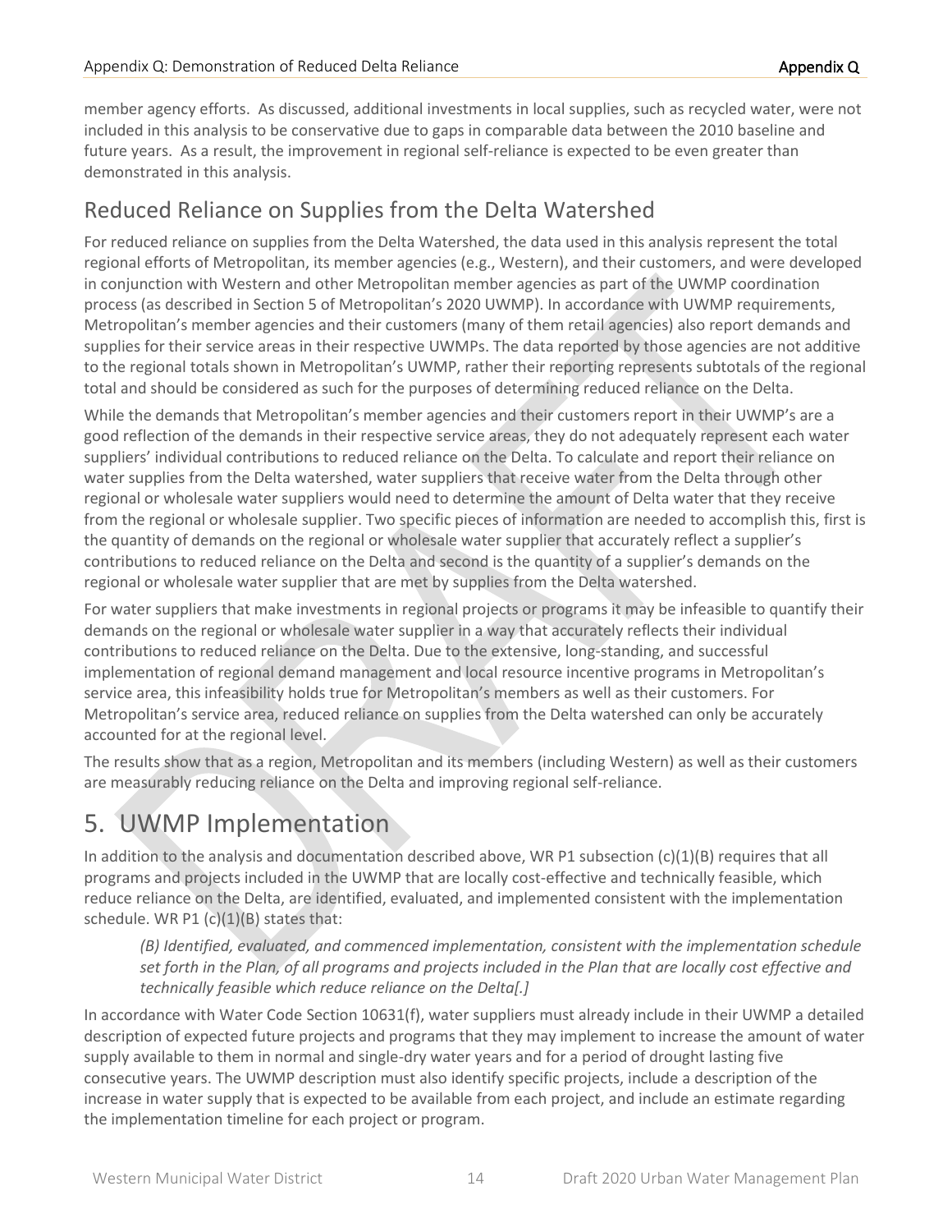member agency efforts. As discussed, additional investments in local supplies, such as recycled water, were not included in this analysis to be conservative due to gaps in comparable data between the 2010 baseline and future years. As a result, the improvement in regional self-reliance is expected to be even greater than demonstrated in this analysis.

## Reduced Reliance on Supplies from the Delta Watershed

For reduced reliance on supplies from the Delta Watershed, the data used in this analysis represent the total regional efforts of Metropolitan, its member agencies (e.g., Western), and their customers, and were developed in conjunction with Western and other Metropolitan member agencies as part of the UWMP coordination process (as described in Section 5 of Metropolitan's 2020 UWMP). In accordance with UWMP requirements, Metropolitan's member agencies and their customers (many of them retail agencies) also report demands and supplies for their service areas in their respective UWMPs. The data reported by those agencies are not additive to the regional totals shown in Metropolitan's UWMP, rather their reporting represents subtotals of the regional total and should be considered as such for the purposes of determining reduced reliance on the Delta.

While the demands that Metropolitan's member agencies and their customers report in their UWMP's are a good reflection of the demands in their respective service areas, they do not adequately represent each water suppliers' individual contributions to reduced reliance on the Delta. To calculate and report their reliance on water supplies from the Delta watershed, water suppliers that receive water from the Delta through other regional or wholesale water suppliers would need to determine the amount of Delta water that they receive from the regional or wholesale supplier. Two specific pieces of information are needed to accomplish this, first is the quantity of demands on the regional or wholesale water supplier that accurately reflect a supplier's contributions to reduced reliance on the Delta and second is the quantity of a supplier's demands on the regional or wholesale water supplier that are met by supplies from the Delta watershed.

For water suppliers that make investments in regional projects or programs it may be infeasible to quantify their demands on the regional or wholesale water supplier in a way that accurately reflects their individual contributions to reduced reliance on the Delta. Due to the extensive, long-standing, and successful implementation of regional demand management and local resource incentive programs in Metropolitan's service area, this infeasibility holds true for Metropolitan's members as well as their customers. For Metropolitan's service area, reduced reliance on supplies from the Delta watershed can only be accurately accounted for at the regional level.

The results show that as a region, Metropolitan and its members (including Western) as well as their customers are measurably reducing reliance on the Delta and improving regional self-reliance.

# 5. UWMP Implementation

In addition to the analysis and documentation described above, WR P1 subsection (c)(1)(B) requires that all programs and projects included in the UWMP that are locally cost-effective and technically feasible, which reduce reliance on the Delta, are identified, evaluated, and implemented consistent with the implementation schedule. WR P1 (c)(1)(B) states that:

> *(B) Identified, evaluated, and commenced implementation, consistent with the implementation schedule set forth in the Plan, of all programs and projects included in the Plan that are locally cost effective and technically feasible which reduce reliance on the Delta[.]*

In accordance with Water Code Section 10631(f), water suppliers must already include in their UWMP a detailed description of expected future projects and programs that they may implement to increase the amount of water supply available to them in normal and single-dry water years and for a period of drought lasting five consecutive years. The UWMP description must also identify specific projects, include a description of the increase in water supply that is expected to be available from each project, and include an estimate regarding the implementation timeline for each project or program.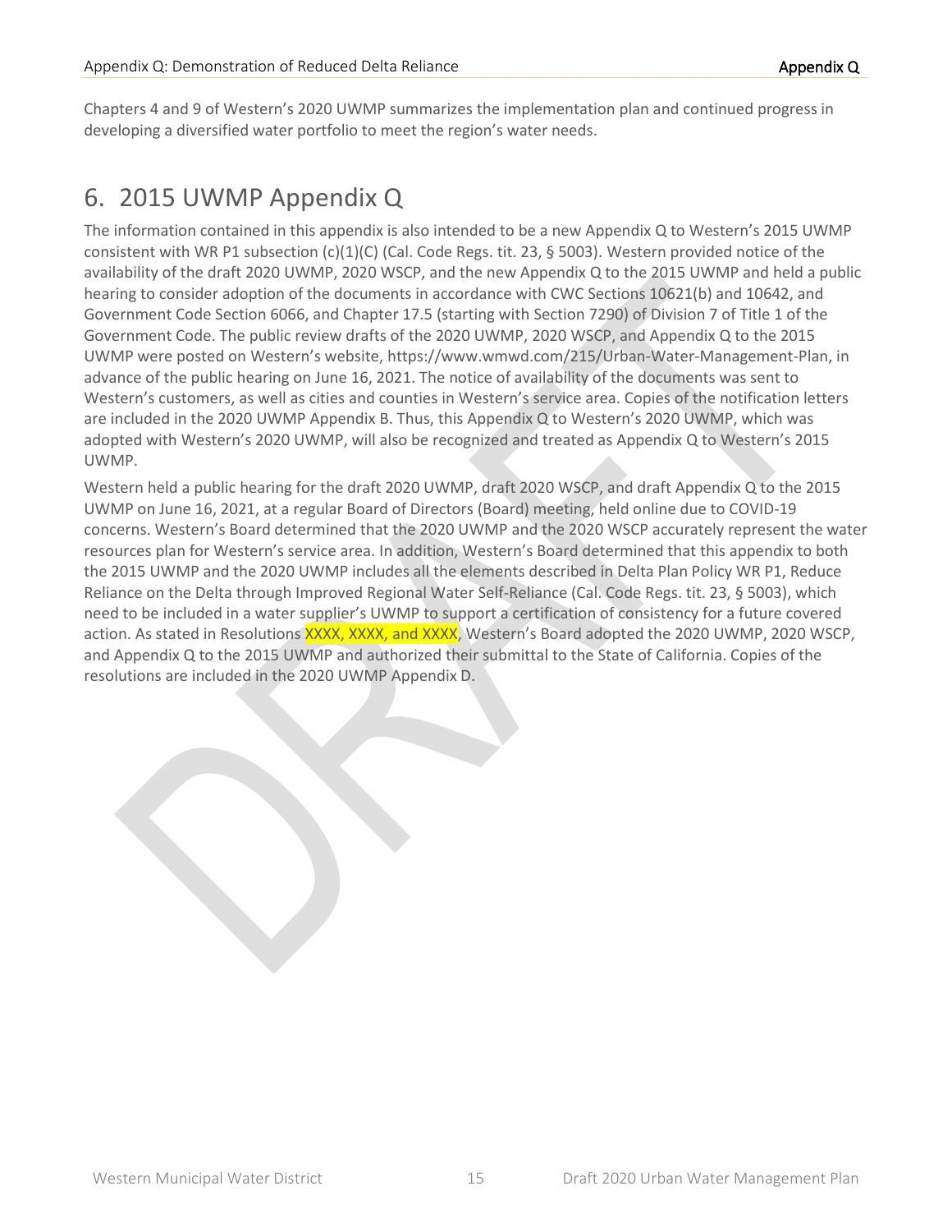Chapters 4 and 9 of Western's 2020 UWMP summarizes the implementation plan and continued progress in developing a diversified water portfolio to meet the region's water needs.

# 6. 2015 UWMP Appendix Q

The information contained in this appendix is also intended to be a new Appendix Q to Western's 2015 UWMP consistent with WR P1 subsection (c)(1)(C) (Cal. Code Regs. tit. 23, § 5003). Western provided notice of the availability of the draft 2020 UWMP, 2020 WSCP, and the new Appendix Q to the 2015 UWMP and held a public hearing to consider adoption of the documents in accordance with CWC Sections 10621(b) and 10642, and Government Code Section 6066, and Chapter 17.5 (starting with Section 7290) of Division 7 of Title 1 of the Government Code. The public review drafts of the 2020 UWMP, 2020 WSCP, and Appendix Q to the 2015 UWMP were posted on Western's website, https://www.wmwd.com/215/Urban-Water-Management-Plan, in advance of the public hearing on June 16, 2021. The notice of availability of the documents was sent to Western's customers, as well as cities and counties in Western's service area. Copies of the notification letters are included in the 2020 UWMP Appendix B. Thus, this Appendix Q to Western's 2020 UWMP, which was adopted with Western's 2020 UWMP, will also be recognized and treated as Appendix Q to Western's 2015 UWMP.

Western held a public hearing for the draft 2020 UWMP, draft 2020 WSCP, and draft Appendix Q to the 2015 UWMP on June 16, 2021, at a regular Board of Directors (Board) meeting, held online due to COVID-19 concerns. Western's Board determined that the 2020 UWMP and the 2020 WSCP accurately represent the water resources plan for Western's service area. In addition, Western's Board determined that this appendix to both the 2015 UWMP and the 2020 UWMP includes all the elements described in Delta Plan Policy WR P1, Reduce Reliance on the Delta through Improved Regional Water Self-Reliance (Cal. Code Regs. tit. 23, § 5003), which need to be included in a water supplier's UWMP to support a certification of consistency for a future covered action. As stated in Resolutions XXXX, XXXX, and XXXX, Western's Board adopted the 2020 UWMP, 2020 WSCP, and Appendix Q to the 2015 UWMP and authorized their submittal to the State of California. Copies of the resolutions are included in the 2020 UWMP Appendix D.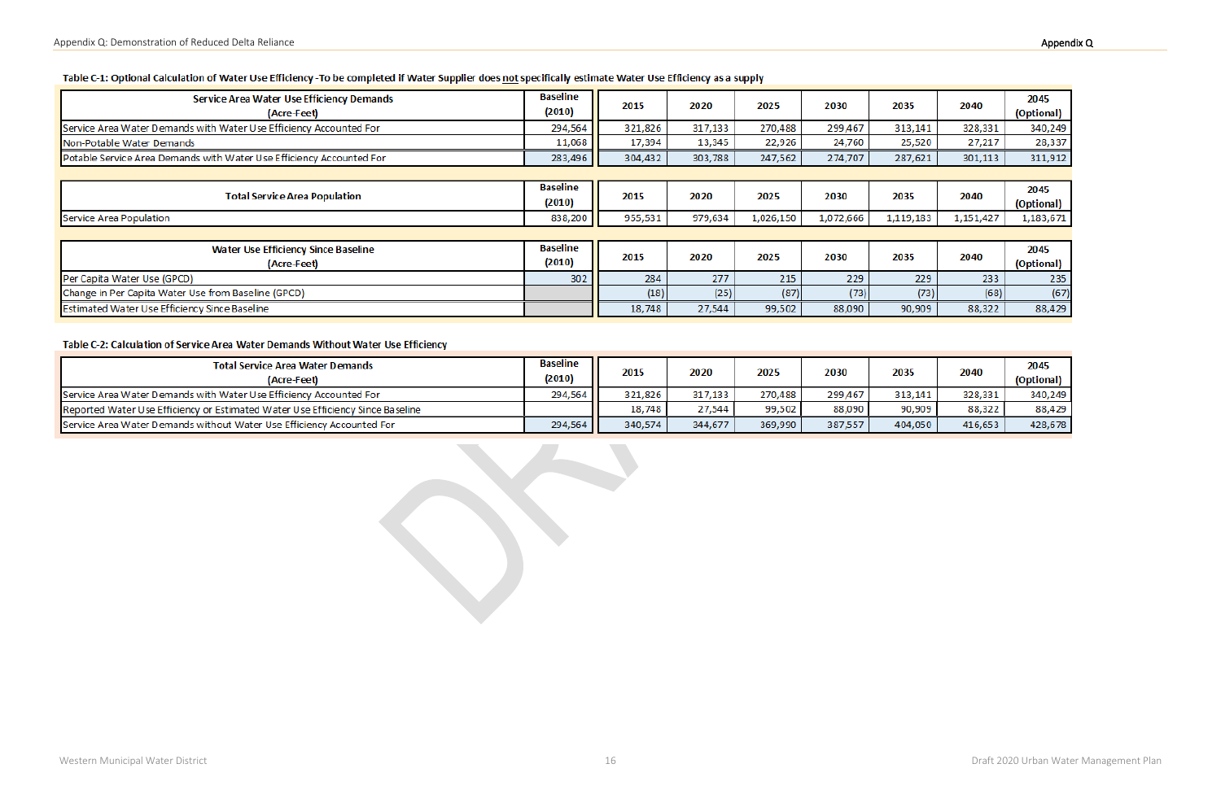**Table C-1: Optional Calculation of Water Use Efficiency - To be completed if Water Supplier does not specifically estimate Water Use Efficiency as a supply**

| Service Area Water Use Efficiency Demands (Acre-Feet) | Baseline (2010) | 2015 | 2020 | 2025 | 2030 | 2035 | 2040 | 2045 (Optional) |
|---|---|---|---|---|---|---|---|---|
| Service Area Water Demands with Water Use Efficiency Accounted For | 294,564 | 321,826 | 317,133 | 270,488 | 299,467 | 313,141 | 328,331 | 340,249 |
| Non-Potable Water Demands | 11,068 | 17,394 | 13,345 | 22,926 | 24,760 | 25,520 | 27,217 | 28,337 |
| Potable Service Area Demands with Water Use Efficiency Accounted For | 283,496 | 304,432 | 303,788 | 247,562 | 274,707 | 287,621 | 301,113 | 311,912 |

| Total Service Area Population | Baseline (2010) | 2015 | 2020 | 2025 | 2030 | 2035 | 2040 | 2045 (Optional) |
|---|---|---|---|---|---|---|---|---|
| Service Area Population | 838,200 | 955,531 | 979,634 | 1,026,150 | 1,072,666 | 1,119,183 | 1,151,427 | 1,183,671 |

| Water Use Efficiency Since Baseline (Acre-Feet) | Baseline (2010) | 2015 | 2020 | 2025 | 2030 | 2035 | 2040 | 2045 (Optional) |
|---|---|---|---|---|---|---|---|---|
| Per Capita Water Use (GPCD) | 302 | 284 | 277 | 215 | 229 | 229 | 233 | 235 |
| Change in Per Capita Water Use from Baseline (GPCD) | | (18) | (25) | (87) | (73) | (73) | (68) | (67) |
| Estimated Water Use Efficiency Since Baseline | | 18,748 | 27,544 | 99,502 | 88,090 | 90,909 | 88,322 | 88,429 |

**Table C-2: Calculation of Service Area Water Demands Without Water Use Efficiency**

| Total Service Area Water Demands (Acre-Feet) | Baseline (2010) | 2015 | 2020 | 2025 | 2030 | 2035 | 2040 | 2045 (Optional) |
|---|---|---|---|---|---|---|---|---|
| Service Area Water Demands with Water Use Efficiency Accounted For | 294,564 | 321,826 | 317,133 | 270,488 | 299,467 | 313,141 | 328,331 | 340,249 |
| Reported Water Use Efficiency or Estimated Water Use Efficiency Since Baseline | | 18,748 | 27,544 | 99,502 | 88,090 | 90,909 | 88,322 | 88,429 |
| Service Area Water Demands without Water Use Efficiency Accounted For | 294,564 | 340,574 | 344,677 | 369,990 | 387,557 | 404,050 | 416,653 | 428,678 |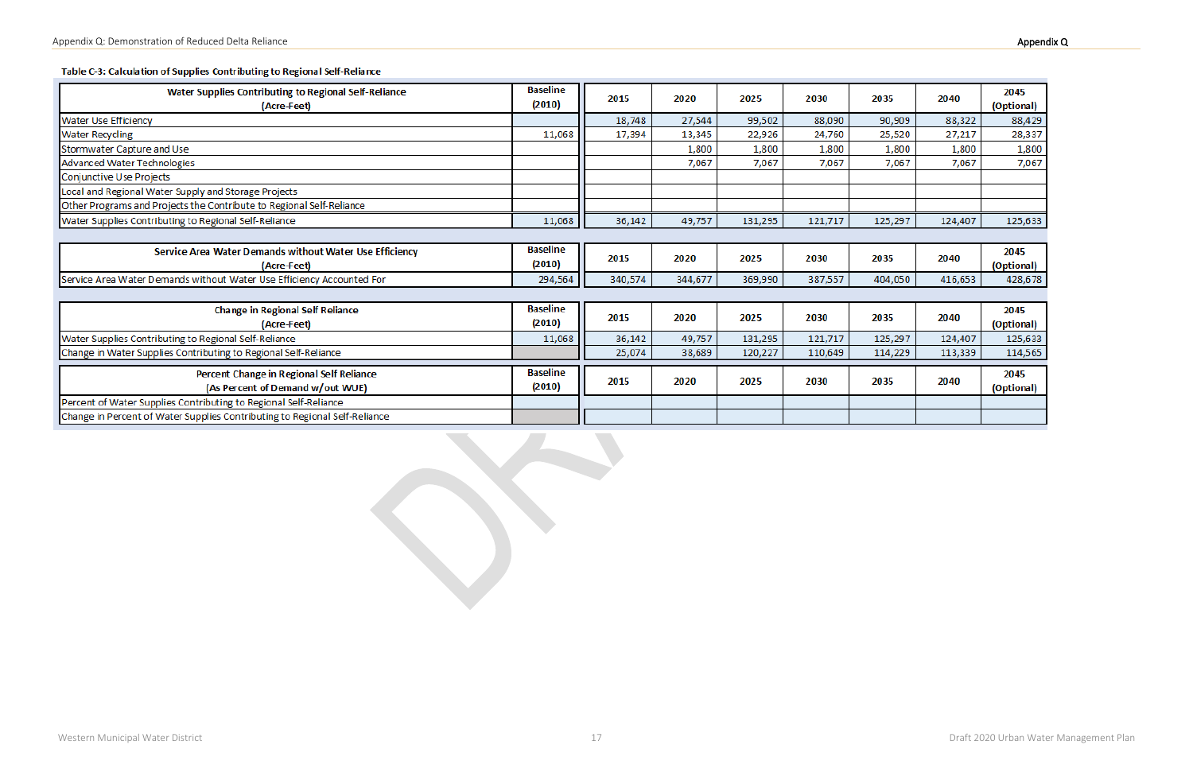**Table C-3: Calculation of Supplies Contributing to Regional Self-Reliance**

| Water Supplies Contributing to Regional Self-Reliance (Acre-Feet) | Baseline (2010) | 2015 | 2020 | 2025 | 2030 | 2035 | 2040 | 2045 (Optional) |
|---|---|---|---|---|---|---|---|---|
| Water Use Efficiency | | 18,748 | 27,544 | 99,502 | 88,090 | 90,909 | 88,322 | 88,429 |
| Water Recycling | 11,068 | 17,394 | 13,345 | 22,926 | 24,760 | 25,520 | 27,217 | 28,337 |
| Stormwater Capture and Use | | | 1,800 | 1,800 | 1,800 | 1,800 | 1,800 | 1,800 |
| Advanced Water Technologies | | | 7,067 | 7,067 | 7,067 | 7,067 | 7,067 | 7,067 |
| Conjunctive Use Projects | | | | | | | | |
| Local and Regional Water Supply and Storage Projects | | | | | | | | |
| Other Programs and Projects the Contribute to Regional Self-Reliance | | | | | | | | |
| Water Supplies Contributing to Regional Self-Reliance | 11,068 | 36,142 | 49,757 | 131,295 | 121,717 | 125,297 | 124,407 | 125,633 |

| Service Area Water Demands without Water Use Efficiency (Acre-Feet) | Baseline (2010) | 2015 | 2020 | 2025 | 2030 | 2035 | 2040 | 2045 (Optional) |
|---|---|---|---|---|---|---|---|---|
| Service Area Water Demands without Water Use Efficiency Accounted For | 294,564 | 340,574 | 344,677 | 369,990 | 387,557 | 404,050 | 416,653 | 428,678 |

| Change in Regional Self Reliance (Acre-Feet) | Baseline (2010) | 2015 | 2020 | 2025 | 2030 | 2035 | 2040 | 2045 (Optional) |
|---|---|---|---|---|---|---|---|---|
| Water Supplies Contributing to Regional Self-Reliance | 11,068 | 36,142 | 49,757 | 131,295 | 121,717 | 125,297 | 124,407 | 125,633 |
| Change in Water Supplies Contributing to Regional Self-Reliance | | 25,074 | 38,689 | 120,227 | 110,649 | 114,229 | 113,339 | 114,565 |

| Percent Change in Regional Self Reliance (As Percent of Demand w/out WUE) | Baseline (2010) | 2015 | 2020 | 2025 | 2030 | 2035 | 2040 | 2045 (Optional) |
|---|---|---|---|---|---|---|---|---|
| Percent of Water Supplies Contributing to Regional Self-Reliance | | | | | | | | |
| Change in Percent of Water Supplies Contributing to Regional Self-Reliance | | | | | | | | |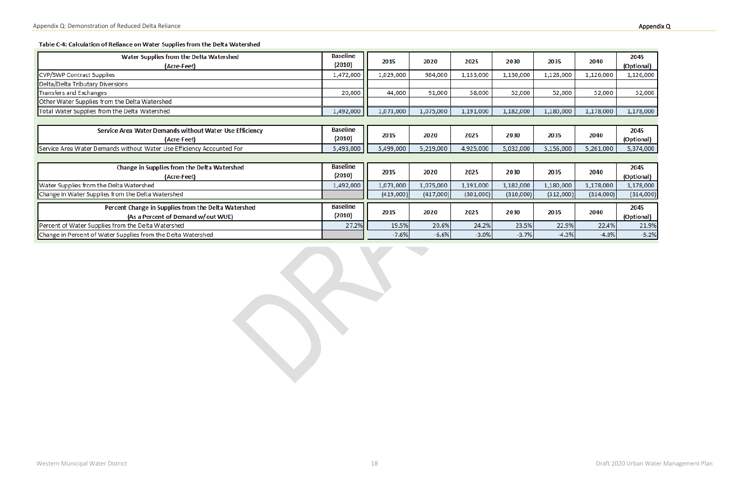**Table C-4: Calculation of Reliance on Water Supplies from the Delta Watershed**

| Water Supplies from the Delta Watershed (Acre-Feet) | Baseline (2010) | 2015 | 2020 | 2025 | 2030 | 2035 | 2040 | 2045 (Optional) |
|---|---|---|---|---|---|---|---|---|
| CVP/SWP Contract Supplies | 1,472,000 | 1,029,000 | 984,000 | 1,133,000 | 1,130,000 | 1,128,000 | 1,126,000 | 1,126,000 |
| Delta/Delta Tributary Diversions | | | | | | | | |
| Transfers and Exchanges | 20,000 | 44,000 | 91,000 | 58,000 | 52,000 | 52,000 | 52,000 | 52,000 |
| Other Water Supplies from the Delta Watershed | | | | | | | | |
| Total Water Supplies from the Delta Watershed | 1,492,000 | 1,073,000 | 1,075,000 | 1,191,000 | 1,182,000 | 1,180,000 | 1,178,000 | 1,178,000 |

| Service Area Water Demands without Water Use Efficiency (Acre-Feet) | Baseline (2010) | 2015 | 2020 | 2025 | 2030 | 2035 | 2040 | 2045 (Optional) |
|---|---|---|---|---|---|---|---|---|
| Service Area Water Demands without Water Use Efficiency Accounted For | 5,493,000 | 5,499,000 | 5,219,000 | 4,925,000 | 5,032,000 | 5,156,000 | 5,261,000 | 5,374,000 |

| Change in Supplies from the Delta Watershed (Acre-Feet) | Baseline (2010) | 2015 | 2020 | 2025 | 2030 | 2035 | 2040 | 2045 (Optional) |
|---|---|---|---|---|---|---|---|---|
| Water Supplies from the Delta Watershed | 1,492,000 | 1,073,000 | 1,075,000 | 1,191,000 | 1,182,000 | 1,180,000 | 1,178,000 | 1,178,000 |
| Change in Water Supplies from the Delta Watershed | | (419,000) | (417,000) | (301,000) | (310,000) | (312,000) | (314,000) | (314,000) |

| Percent Change in Supplies from the Delta Watershed (As a Percent of Demand w/out WUE) | Baseline (2010) | 2015 | 2020 | 2025 | 2030 | 2035 | 2040 | 2045 (Optional) |
|---|---|---|---|---|---|---|---|---|
| Percent of Water Supplies from the Delta Watershed | 27.2% | 19.5% | 20.6% | 24.2% | 23.5% | 22.9% | 22.4% | 21.9% |
| Change in Percent of Water Supplies from the Delta Watershed | | -7.6% | -6.6% | -3.0% | -3.7% | -4.3% | -4.8% | -5.2% |